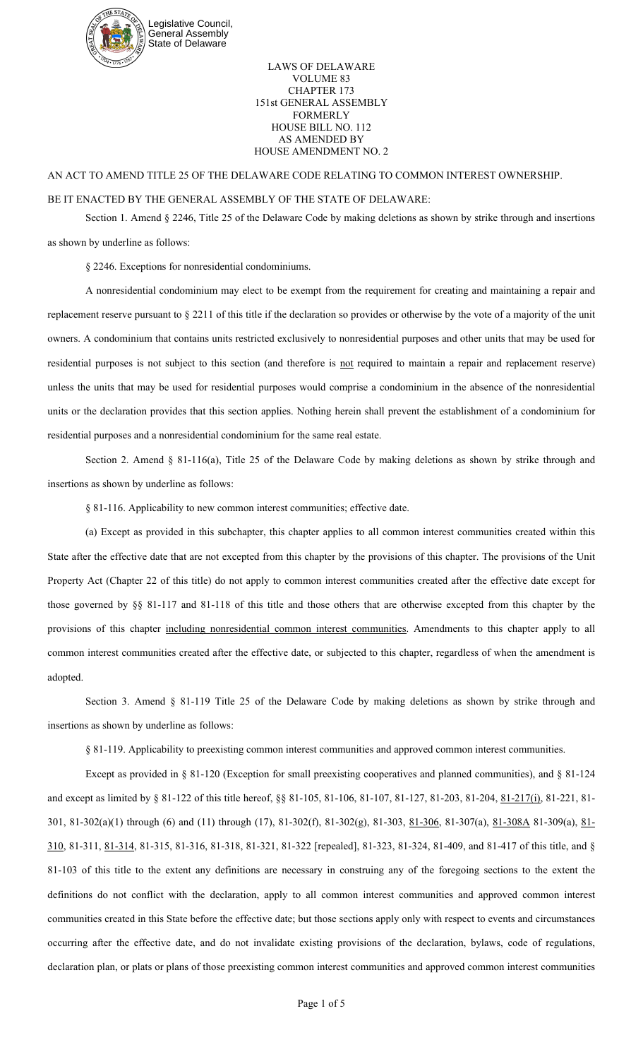Legislative Council, General Assembly State of Delaware

LAWS OF DELAWARE
VOLUME 83
CHAPTER 173
151st GENERAL ASSEMBLY
FORMERLY
HOUSE BILL NO. 112
AS AMENDED BY
HOUSE AMENDMENT NO. 2

AN ACT TO AMEND TITLE 25 OF THE DELAWARE CODE RELATING TO COMMON INTEREST OWNERSHIP.

BE IT ENACTED BY THE GENERAL ASSEMBLY OF THE STATE OF DELAWARE:

Section 1. Amend § 2246, Title 25 of the Delaware Code by making deletions as shown by strike through and insertions as shown by underline as follows:

§ 2246. Exceptions for nonresidential condominiums.

A nonresidential condominium may elect to be exempt from the requirement for creating and maintaining a repair and replacement reserve pursuant to § 2211 of this title if the declaration so provides or otherwise by the vote of a majority of the unit owners. A condominium that contains units restricted exclusively to nonresidential purposes and other units that may be used for residential purposes is not subject to this section (and therefore is <u>not</u> required to maintain a repair and replacement reserve) unless the units that may be used for residential purposes would comprise a condominium in the absence of the nonresidential units or the declaration provides that this section applies. Nothing herein shall prevent the establishment of a condominium for residential purposes and a nonresidential condominium for the same real estate.

Section 2. Amend § 81-116(a), Title 25 of the Delaware Code by making deletions as shown by strike through and insertions as shown by underline as follows:

§ 81-116. Applicability to new common interest communities; effective date.

(a) Except as provided in this subchapter, this chapter applies to all common interest communities created within this State after the effective date that are not excepted from this chapter by the provisions of this chapter. The provisions of the Unit Property Act (Chapter 22 of this title) do not apply to common interest communities created after the effective date except for those governed by §§ 81-117 and 81-118 of this title and those others that are otherwise excepted from this chapter by the provisions of this chapter <u>including nonresidential common interest communities</u>. Amendments to this chapter apply to all common interest communities created after the effective date, or subjected to this chapter, regardless of when the amendment is adopted.

Section 3. Amend § 81-119 Title 25 of the Delaware Code by making deletions as shown by strike through and insertions as shown by underline as follows:

§ 81-119. Applicability to preexisting common interest communities and approved common interest communities.

Except as provided in § 81-120 (Exception for small preexisting cooperatives and planned communities), and § 81-124 and except as limited by § 81-122 of this title hereof, §§ 81-105, 81-106, 81-107, 81-127, 81-203, 81-204, <u>81-217(i)</u>, 81-221, 81-301, 81-302(a)(1) through (6) and (11) through (17), 81-302(f), 81-302(g), 81-303, <u>81-306</u>, 81-307(a), <u>81-308A</u> 81-309(a), <u>81-310</u>, 81-311, <u>81-314</u>, 81-315, 81-316, 81-318, 81-321, 81-322 [repealed], 81-323, 81-324, 81-409, and 81-417 of this title, and § 81-103 of this title to the extent any definitions are necessary in construing any of the foregoing sections to the extent the definitions do not conflict with the declaration, apply to all common interest communities and approved common interest communities created in this State before the effective date; but those sections apply only with respect to events and circumstances occurring after the effective date, and do not invalidate existing provisions of the declaration, bylaws, code of regulations, declaration plan, or plats or plans of those preexisting common interest communities and approved common interest communities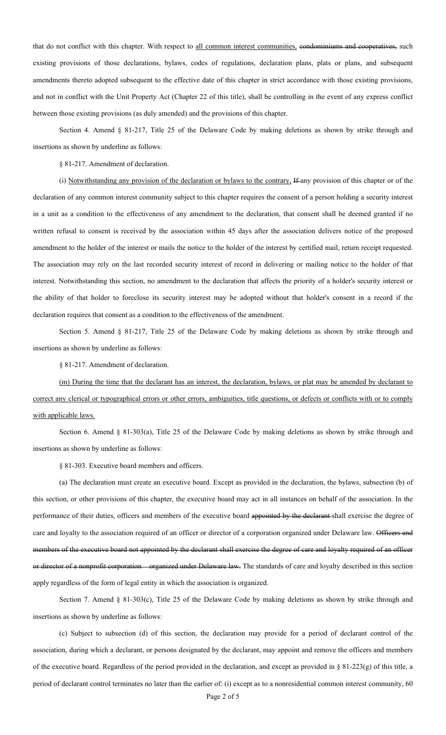that do not conflict with this chapter. With respect to <u>all common interest communities,</u> ~~condominiums and cooperatives,~~ such existing provisions of those declarations, bylaws, codes of regulations, declaration plans, plats or plans, and subsequent amendments thereto adopted subsequent to the effective date of this chapter in strict accordance with those existing provisions, and not in conflict with the Unit Property Act (Chapter 22 of this title), shall be controlling in the event of any express conflict between those existing provisions (as duly amended) and the provisions of this chapter.

Section 4. Amend § 81-217, Title 25 of the Delaware Code by making deletions as shown by strike through and insertions as shown by underline as follows:

§ 81-217. Amendment of declaration.

(i) <u>Notwithstanding any provision of the declaration or bylaws to the contrary,</u> ~~If~~ any provision of this chapter or of the declaration of any common interest community subject to this chapter requires the consent of a person holding a security interest in a unit as a condition to the effectiveness of any amendment to the declaration, that consent shall be deemed granted if no written refusal to consent is received by the association within 45 days after the association delivers notice of the proposed amendment to the holder of the interest or mails the notice to the holder of the interest by certified mail, return receipt requested. The association may rely on the last recorded security interest of record in delivering or mailing notice to the holder of that interest. Notwithstanding this section, no amendment to the declaration that affects the priority of a holder's security interest or the ability of that holder to foreclose its security interest may be adopted without that holder's consent in a record if the declaration requires that consent as a condition to the effectiveness of the amendment.

Section 5. Amend § 81-217, Title 25 of the Delaware Code by making deletions as shown by strike through and insertions as shown by underline as follows:

§ 81-217. Amendment of declaration.

<u>(m) During the time that the declarant has an interest, the declaration, bylaws, or plat may be amended by declarant to correct any clerical or typographical errors or other errors, ambiguities, title questions, or defects or conflicts with or to comply with applicable laws.</u>

Section 6. Amend § 81-303(a), Title 25 of the Delaware Code by making deletions as shown by strike through and insertions as shown by underline as follows:

§ 81-303. Executive board members and officers.

(a) The declaration must create an executive board. Except as provided in the declaration, the bylaws, subsection (b) of this section, or other provisions of this chapter, the executive board may act in all instances on behalf of the association. In the performance of their duties, officers and members of the executive board ~~appointed by the declarant~~ shall exercise the degree of care and loyalty to the association required of an officer or director of a corporation organized under Delaware law. ~~Officers and members of the executive board not appointed by the declarant shall exercise the degree of care and loyalty required of an officer or director of a nonprofit corporation organized under Delaware law.~~ The standards of care and loyalty described in this section apply regardless of the form of legal entity in which the association is organized.

Section 7. Amend § 81-303(c), Title 25 of the Delaware Code by making deletions as shown by strike through and insertions as shown by underline as follows:

(c) Subject to subsection (d) of this section, the declaration may provide for a period of declarant control of the association, during which a declarant, or persons designated by the declarant, may appoint and remove the officers and members of the executive board. Regardless of the period provided in the declaration, and except as provided in § 81-223(g) of this title, a period of declarant control terminates no later than the earlier of: (i) except as to a nonresidential common interest community, 60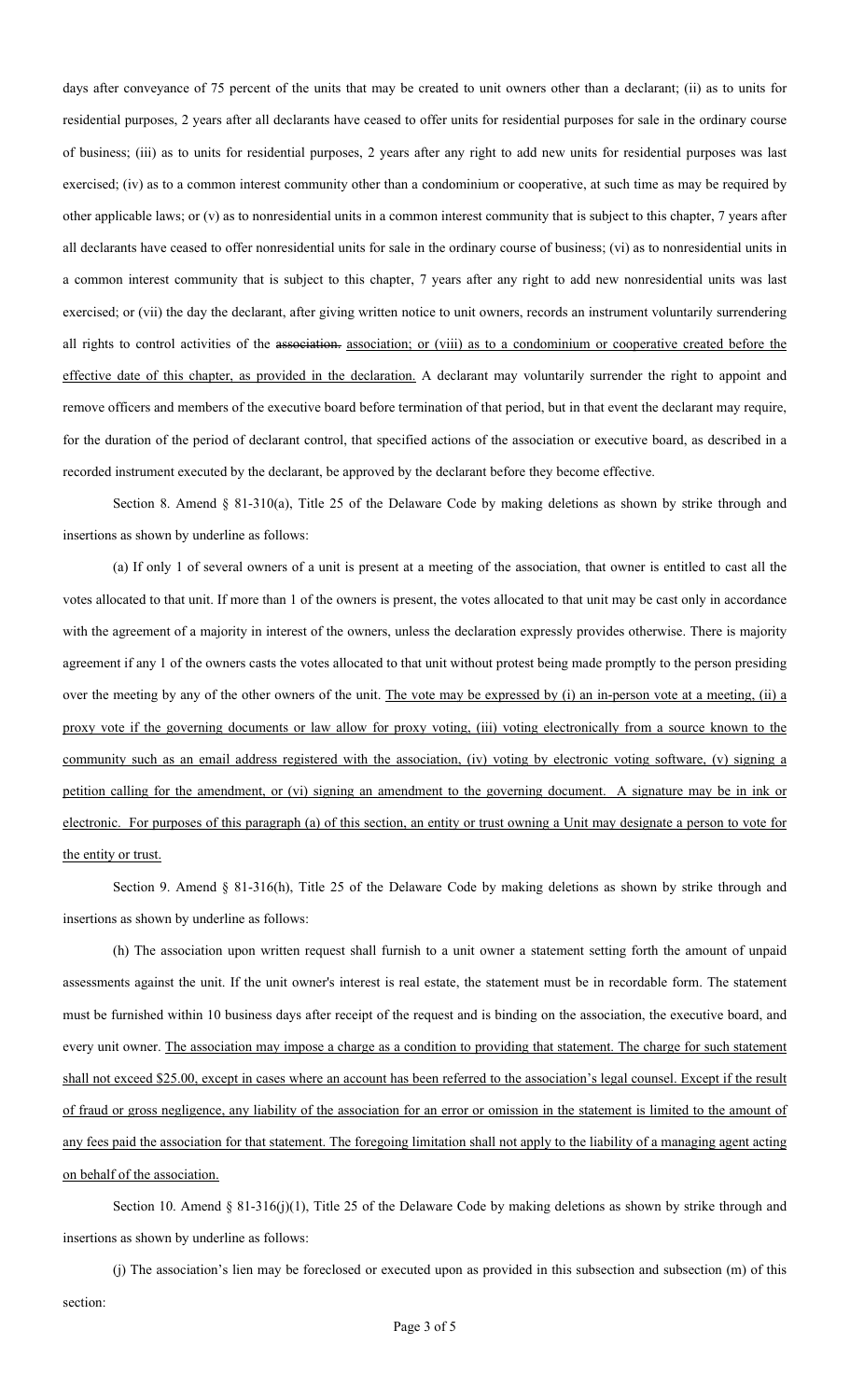days after conveyance of 75 percent of the units that may be created to unit owners other than a declarant; (ii) as to units for residential purposes, 2 years after all declarants have ceased to offer units for residential purposes for sale in the ordinary course of business; (iii) as to units for residential purposes, 2 years after any right to add new units for residential purposes was last exercised; (iv) as to a common interest community other than a condominium or cooperative, at such time as may be required by other applicable laws; or (v) as to nonresidential units in a common interest community that is subject to this chapter, 7 years after all declarants have ceased to offer nonresidential units for sale in the ordinary course of business; (vi) as to nonresidential units in a common interest community that is subject to this chapter, 7 years after any right to add new nonresidential units was last exercised; or (vii) the day the declarant, after giving written notice to unit owners, records an instrument voluntarily surrendering all rights to control activities of the ~~association.~~ <u>association; or (viii) as to a condominium or cooperative created before the effective date of this chapter, as provided in the declaration.</u> A declarant may voluntarily surrender the right to appoint and remove officers and members of the executive board before termination of that period, but in that event the declarant may require, for the duration of the period of declarant control, that specified actions of the association or executive board, as described in a recorded instrument executed by the declarant, be approved by the declarant before they become effective.

Section 8. Amend § 81-310(a), Title 25 of the Delaware Code by making deletions as shown by strike through and insertions as shown by underline as follows:

(a) If only 1 of several owners of a unit is present at a meeting of the association, that owner is entitled to cast all the votes allocated to that unit. If more than 1 of the owners is present, the votes allocated to that unit may be cast only in accordance with the agreement of a majority in interest of the owners, unless the declaration expressly provides otherwise. There is majority agreement if any 1 of the owners casts the votes allocated to that unit without protest being made promptly to the person presiding over the meeting by any of the other owners of the unit. <u>The vote may be expressed by (i) an in-person vote at a meeting, (ii) a proxy vote if the governing documents or law allow for proxy voting, (iii) voting electronically from a source known to the community such as an email address registered with the association, (iv) voting by electronic voting software, (v) signing a petition calling for the amendment, or (vi) signing an amendment to the governing document. A signature may be in ink or electronic. For purposes of this paragraph (a) of this section, an entity or trust owning a Unit may designate a person to vote for the entity or trust.</u>

Section 9. Amend § 81-316(h), Title 25 of the Delaware Code by making deletions as shown by strike through and insertions as shown by underline as follows:

(h) The association upon written request shall furnish to a unit owner a statement setting forth the amount of unpaid assessments against the unit. If the unit owner's interest is real estate, the statement must be in recordable form. The statement must be furnished within 10 business days after receipt of the request and is binding on the association, the executive board, and every unit owner. <u>The association may impose a charge as a condition to providing that statement. The charge for such statement shall not exceed $25.00, except in cases where an account has been referred to the association's legal counsel. Except if the result of fraud or gross negligence, any liability of the association for an error or omission in the statement is limited to the amount of any fees paid the association for that statement. The foregoing limitation shall not apply to the liability of a managing agent acting on behalf of the association.</u>

Section 10. Amend § 81-316(j)(1), Title 25 of the Delaware Code by making deletions as shown by strike through and insertions as shown by underline as follows:

(j) The association's lien may be foreclosed or executed upon as provided in this subsection and subsection (m) of this section: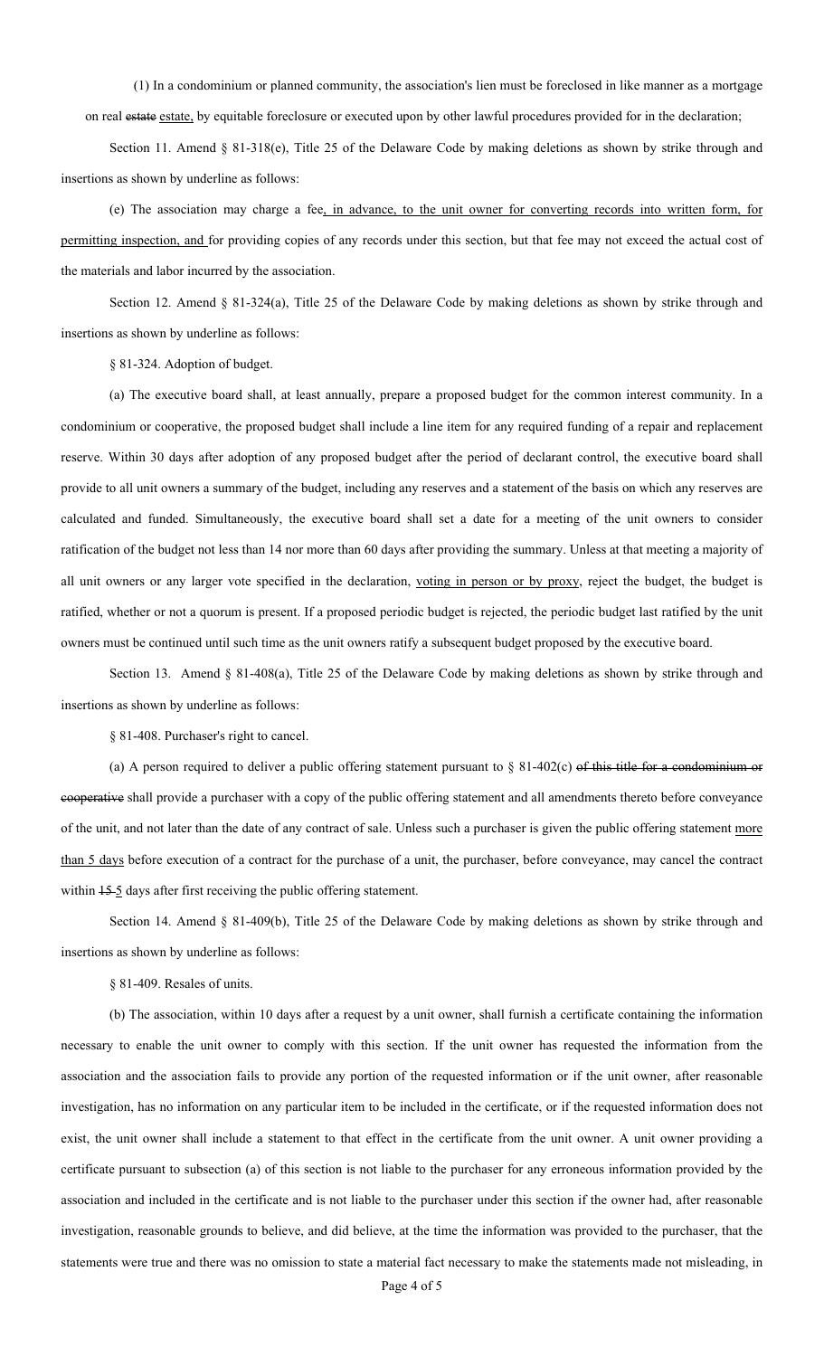(1) In a condominium or planned community, the association's lien must be foreclosed in like manner as a mortgage on real ~~estate~~ <u>estate,</u> by equitable foreclosure or executed upon by other lawful procedures provided for in the declaration;

Section 11. Amend § 81-318(e), Title 25 of the Delaware Code by making deletions as shown by strike through and insertions as shown by underline as follows:

(e) The association may charge a fee<u>, in advance, to the unit owner for converting records into written form, for permitting inspection, and</u> for providing copies of any records under this section, but that fee may not exceed the actual cost of the materials and labor incurred by the association.

Section 12. Amend § 81-324(a), Title 25 of the Delaware Code by making deletions as shown by strike through and insertions as shown by underline as follows:

§ 81-324. Adoption of budget.

(a) The executive board shall, at least annually, prepare a proposed budget for the common interest community. In a condominium or cooperative, the proposed budget shall include a line item for any required funding of a repair and replacement reserve. Within 30 days after adoption of any proposed budget after the period of declarant control, the executive board shall provide to all unit owners a summary of the budget, including any reserves and a statement of the basis on which any reserves are calculated and funded. Simultaneously, the executive board shall set a date for a meeting of the unit owners to consider ratification of the budget not less than 14 nor more than 60 days after providing the summary. Unless at that meeting a majority of all unit owners or any larger vote specified in the declaration, <u>voting in person or by proxy</u>, reject the budget, the budget is ratified, whether or not a quorum is present. If a proposed periodic budget is rejected, the periodic budget last ratified by the unit owners must be continued until such time as the unit owners ratify a subsequent budget proposed by the executive board.

Section 13. Amend § 81-408(a), Title 25 of the Delaware Code by making deletions as shown by strike through and insertions as shown by underline as follows:

§ 81-408. Purchaser's right to cancel.

(a) A person required to deliver a public offering statement pursuant to § 81-402(c) ~~of this title for a condominium or cooperative~~ shall provide a purchaser with a copy of the public offering statement and all amendments thereto before conveyance of the unit, and not later than the date of any contract of sale. Unless such a purchaser is given the public offering statement <u>more than 5 days</u> before execution of a contract for the purchase of a unit, the purchaser, before conveyance, may cancel the contract within ~~15~~ <u>5</u> days after first receiving the public offering statement.

Section 14. Amend § 81-409(b), Title 25 of the Delaware Code by making deletions as shown by strike through and insertions as shown by underline as follows:

§ 81-409. Resales of units.

(b) The association, within 10 days after a request by a unit owner, shall furnish a certificate containing the information necessary to enable the unit owner to comply with this section. If the unit owner has requested the information from the association and the association fails to provide any portion of the requested information or if the unit owner, after reasonable investigation, has no information on any particular item to be included in the certificate, or if the requested information does not exist, the unit owner shall include a statement to that effect in the certificate from the unit owner. A unit owner providing a certificate pursuant to subsection (a) of this section is not liable to the purchaser for any erroneous information provided by the association and included in the certificate and is not liable to the purchaser under this section if the owner had, after reasonable investigation, reasonable grounds to believe, and did believe, at the time the information was provided to the purchaser, that the statements were true and there was no omission to state a material fact necessary to make the statements made not misleading, in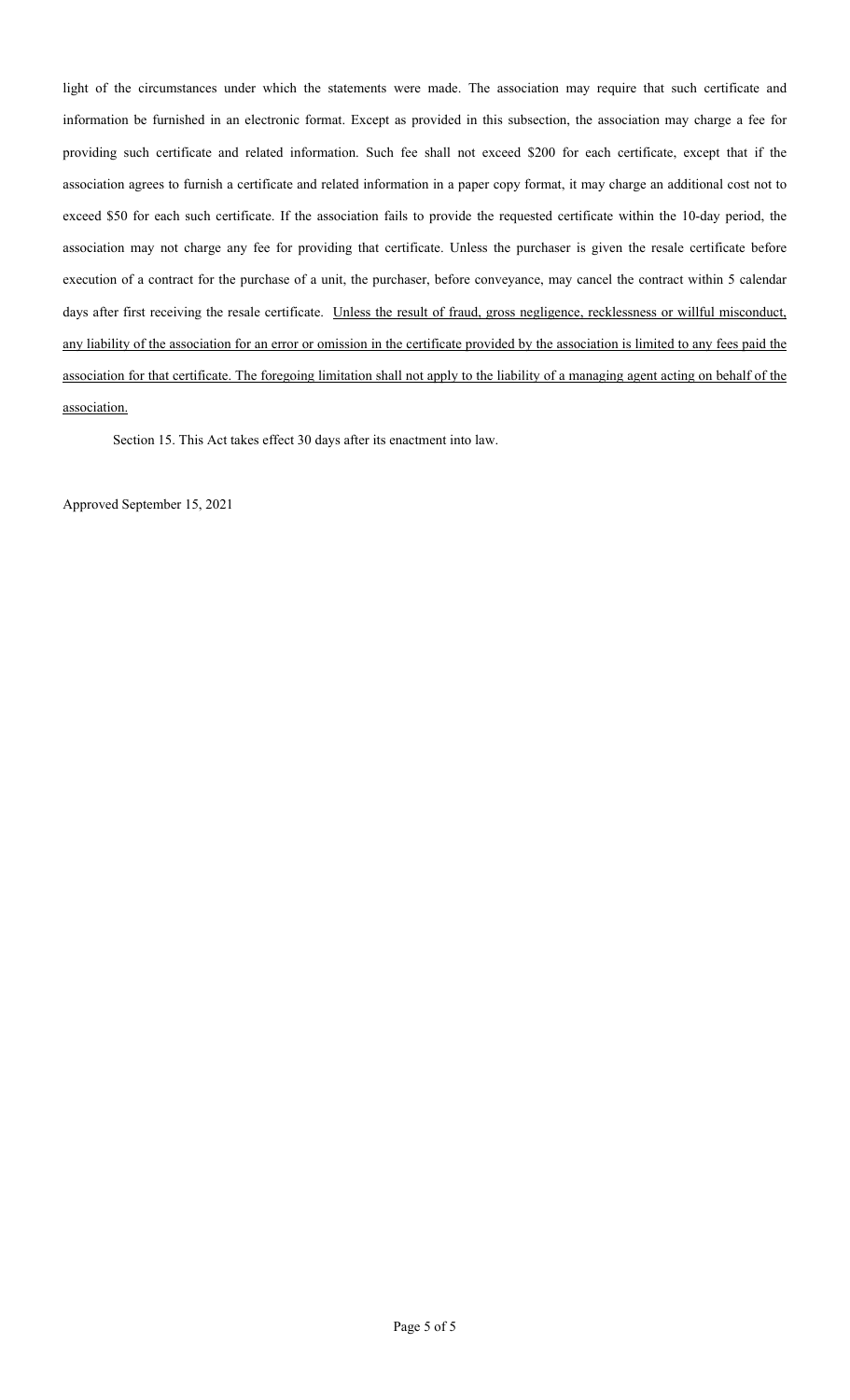light of the circumstances under which the statements were made. The association may require that such certificate and information be furnished in an electronic format. Except as provided in this subsection, the association may charge a fee for providing such certificate and related information. Such fee shall not exceed $200 for each certificate, except that if the association agrees to furnish a certificate and related information in a paper copy format, it may charge an additional cost not to exceed $50 for each such certificate. If the association fails to provide the requested certificate within the 10-day period, the association may not charge any fee for providing that certificate. Unless the purchaser is given the resale certificate before execution of a contract for the purchase of a unit, the purchaser, before conveyance, may cancel the contract within 5 calendar days after first receiving the resale certificate. <u>Unless the result of fraud, gross negligence, recklessness or willful misconduct, any liability of the association for an error or omission in the certificate provided by the association is limited to any fees paid the association for that certificate. The foregoing limitation shall not apply to the liability of a managing agent acting on behalf of the association.</u>

Section 15. This Act takes effect 30 days after its enactment into law.

Approved September 15, 2021